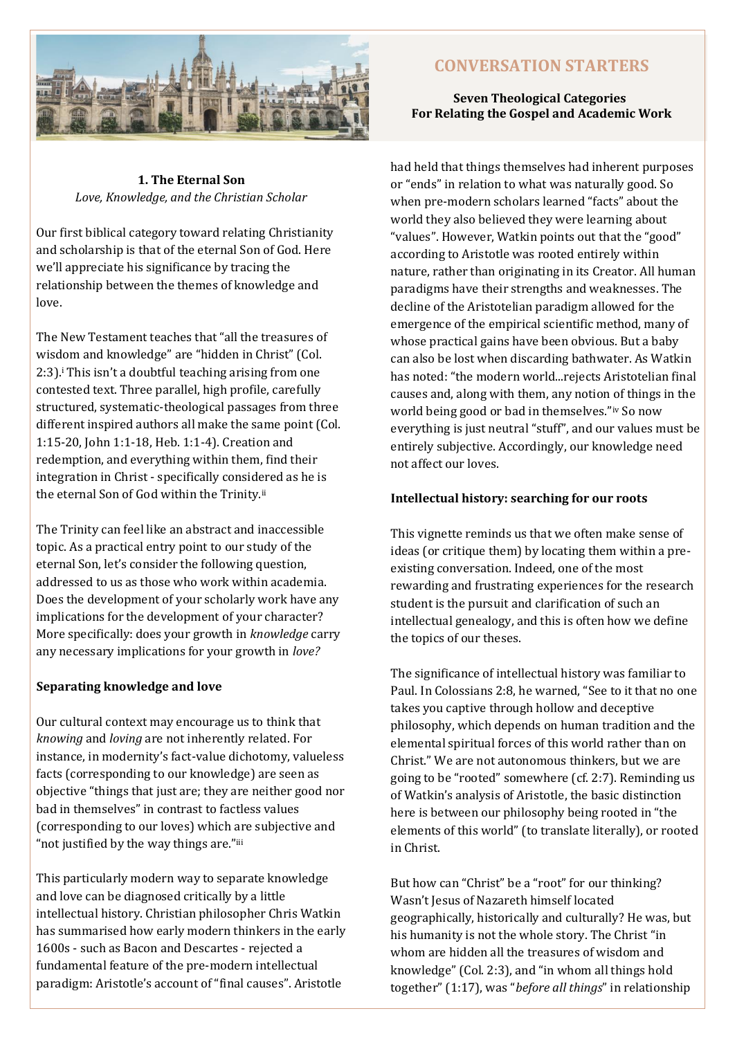# CONVERSATION STARTERS

**Seven Theological Categories For Relating the Gospel and Academic Work**

## 1. The Eternal Son

*Love, Knowledge, and the Christian Scholar*

Our first biblical category toward relating Christianity and scholarship is that of the eternal Son of God. Here we'll appreciate his significance by tracing the relationship between the themes of knowledge and love.

The New Testament teaches that "all the treasures of wisdom and knowledge" are "hidden in Christ" (Col. 2:3).[i] This isn't a doubtful teaching arising from one contested text. Three parallel, high profile, carefully structured, systematic-theological passages from three different inspired authors all make the same point (Col. 1:15-20, John 1:1-18, Heb. 1:1-4). Creation and redemption, and everything within them, find their integration in Christ - specifically considered as he is the eternal Son of God within the Trinity.[ii]

The Trinity can feel like an abstract and inaccessible topic. As a practical entry point to our study of the eternal Son, let's consider the following question, addressed to us as those who work within academia. Does the development of your scholarly work have any implications for the development of your character? More specifically: does your growth in *knowledge* carry any necessary implications for your growth in *love?*

### Separating knowledge and love

Our cultural context may encourage us to think that *knowing* and *loving* are not inherently related. For instance, in modernity's fact-value dichotomy, valueless facts (corresponding to our knowledge) are seen as objective "things that just are; they are neither good nor bad in themselves" in contrast to factless values (corresponding to our loves) which are subjective and "not justified by the way things are."[iii]

This particularly modern way to separate knowledge and love can be diagnosed critically by a little intellectual history. Christian philosopher Chris Watkin has summarised how early modern thinkers in the early 1600s - such as Bacon and Descartes - rejected a fundamental feature of the pre-modern intellectual paradigm: Aristotle's account of "final causes". Aristotle had held that things themselves had inherent purposes or "ends" in relation to what was naturally good. So when pre-modern scholars learned "facts" about the world they also believed they were learning about "values". However, Watkin points out that the "good" according to Aristotle was rooted entirely within nature, rather than originating in its Creator. All human paradigms have their strengths and weaknesses. The decline of the Aristotelian paradigm allowed for the emergence of the empirical scientific method, many of whose practical gains have been obvious. But a baby can also be lost when discarding bathwater. As Watkin has noted: "the modern world...rejects Aristotelian final causes and, along with them, any notion of things in the world being good or bad in themselves."[iv] So now everything is just neutral "stuff", and our values must be entirely subjective. Accordingly, our knowledge need not affect our loves.

### Intellectual history: searching for our roots

This vignette reminds us that we often make sense of ideas (or critique them) by locating them within a pre-existing conversation. Indeed, one of the most rewarding and frustrating experiences for the research student is the pursuit and clarification of such an intellectual genealogy, and this is often how we define the topics of our theses.

The significance of intellectual history was familiar to Paul. In Colossians 2:8, he warned, "See to it that no one takes you captive through hollow and deceptive philosophy, which depends on human tradition and the elemental spiritual forces of this world rather than on Christ." We are not autonomous thinkers, but we are going to be "rooted" somewhere (cf. 2:7). Reminding us of Watkin's analysis of Aristotle, the basic distinction here is between our philosophy being rooted in "the elements of this world" (to translate literally), or rooted in Christ.

But how can "Christ" be a "root" for our thinking? Wasn't Jesus of Nazareth himself located geographically, historically and culturally? He was, but his humanity is not the whole story. The Christ "in whom are hidden all the treasures of wisdom and knowledge" (Col. 2:3), and "in whom all things hold together" (1:17), was "*before all things*" in relationship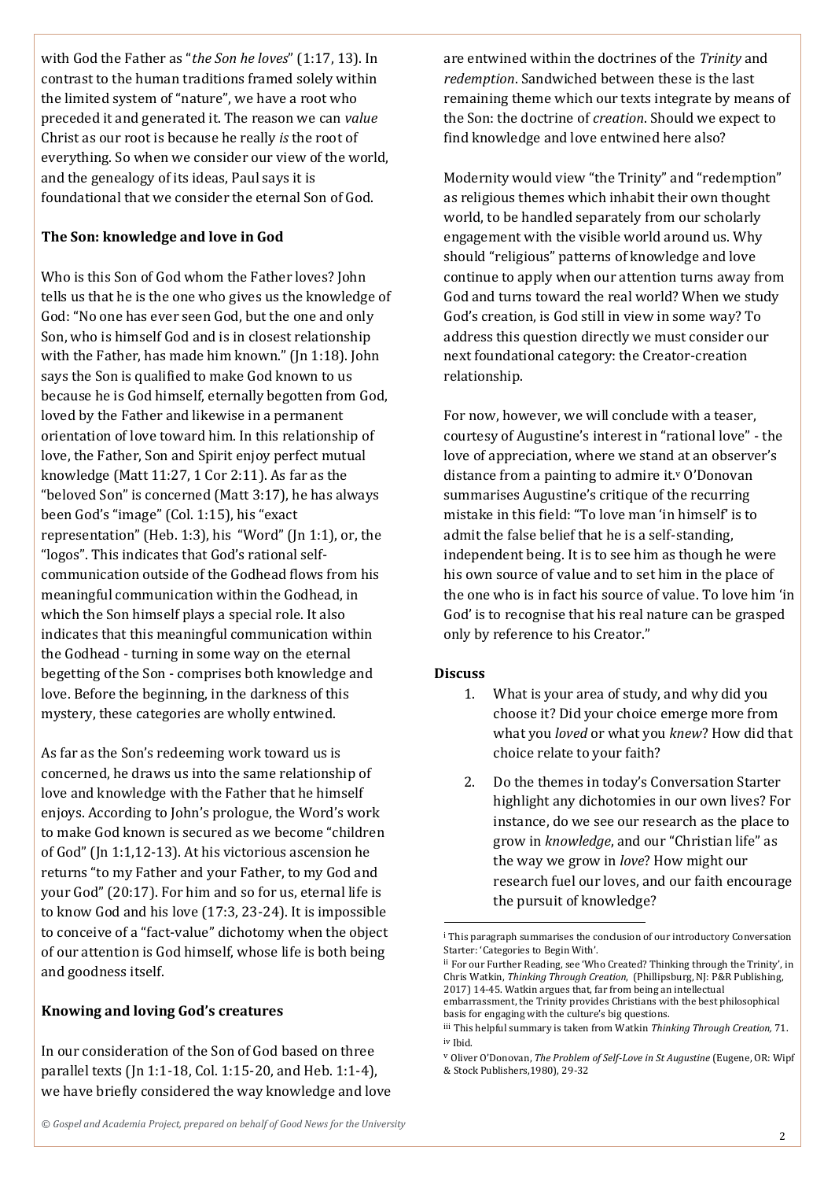with God the Father as "*the Son he loves*" (1:17, 13). In contrast to the human traditions framed solely within the limited system of "nature", we have a root who preceded it and generated it. The reason we can *value* Christ as our root is because he really *is* the root of everything. So when we consider our view of the world, and the genealogy of its ideas, Paul says it is foundational that we consider the eternal Son of God.

### The Son: knowledge and love in God

Who is this Son of God whom the Father loves? John tells us that he is the one who gives us the knowledge of God: "No one has ever seen God, but the one and only Son, who is himself God and is in closest relationship with the Father, has made him known." (Jn 1:18). John says the Son is qualified to make God known to us because he is God himself, eternally begotten from God, loved by the Father and likewise in a permanent orientation of love toward him. In this relationship of love, the Father, Son and Spirit enjoy perfect mutual knowledge (Matt 11:27, 1 Cor 2:11). As far as the "beloved Son" is concerned (Matt 3:17), he has always been God's "image" (Col. 1:15), his "exact representation" (Heb. 1:3), his "Word" (Jn 1:1), or, the "logos". This indicates that God's rational self-communication outside of the Godhead flows from his meaningful communication within the Godhead, in which the Son himself plays a special role. It also indicates that this meaningful communication within the Godhead - turning in some way on the eternal begetting of the Son - comprises both knowledge and love. Before the beginning, in the darkness of this mystery, these categories are wholly entwined.

As far as the Son's redeeming work toward us is concerned, he draws us into the same relationship of love and knowledge with the Father that he himself enjoys. According to John's prologue, the Word's work to make God known is secured as we become "children of God" (Jn 1:1,12-13). At his victorious ascension he returns "to my Father and your Father, to my God and your God" (20:17). For him and so for us, eternal life is to know God and his love (17:3, 23-24). It is impossible to conceive of a "fact-value" dichotomy when the object of our attention is God himself, whose life is both being and goodness itself.

### Knowing and loving God's creatures

In our consideration of the Son of God based on three parallel texts (Jn 1:1-18, Col. 1:15-20, and Heb. 1:1-4), we have briefly considered the way knowledge and love are entwined within the doctrines of the *Trinity* and *redemption*. Sandwiched between these is the last remaining theme which our texts integrate by means of the Son: the doctrine of *creation*. Should we expect to find knowledge and love entwined here also?

Modernity would view "the Trinity" and "redemption" as religious themes which inhabit their own thought world, to be handled separately from our scholarly engagement with the visible world around us. Why should "religious" patterns of knowledge and love continue to apply when our attention turns away from God and turns toward the real world? When we study God's creation, is God still in view in some way? To address this question directly we must consider our next foundational category: the Creator-creation relationship.

For now, however, we will conclude with a teaser, courtesy of Augustine's interest in "rational love" - the love of appreciation, where we stand at an observer's distance from a painting to admire it.[v] O'Donovan summarises Augustine's critique of the recurring mistake in this field: "To love man 'in himself' is to admit the false belief that he is a self-standing, independent being. It is to see him as though he were his own source of value and to set him in the place of the one who is in fact his source of value. To love him 'in God' is to recognise that his real nature can be grasped only by reference to his Creator."

### Discuss

1. What is your area of study, and why did you choose it? Did your choice emerge more from what you *loved* or what you *knew*? How did that choice relate to your faith?
2. Do the themes in today's Conversation Starter highlight any dichotomies in our own lives? For instance, do we see our research as the place to grow in *knowledge*, and our "Christian life" as the way we grow in *love*? How might our research fuel our loves, and our faith encourage the pursuit of knowledge?

---

[i] This paragraph summarises the conclusion of our introductory Conversation Starter: 'Categories to Begin With'.

[ii] For our Further Reading, see 'Who Created? Thinking through the Trinity', in Chris Watkin, *Thinking Through Creation*, (Phillipsburg, NJ: P&R Publishing, 2017) 14-45. Watkin argues that, far from being an intellectual embarrassment, the Trinity provides Christians with the best philosophical basis for engaging with the culture's big questions.

[iii] This helpful summary is taken from Watkin *Thinking Through Creation*, 71.

[iv] Ibid.

[v] Oliver O'Donovan, *The Problem of Self-Love in St Augustine* (Eugene, OR: Wipf & Stock Publishers,1980), 29-32

*© Gospel and Academia Project, prepared on behalf of Good News for the University*